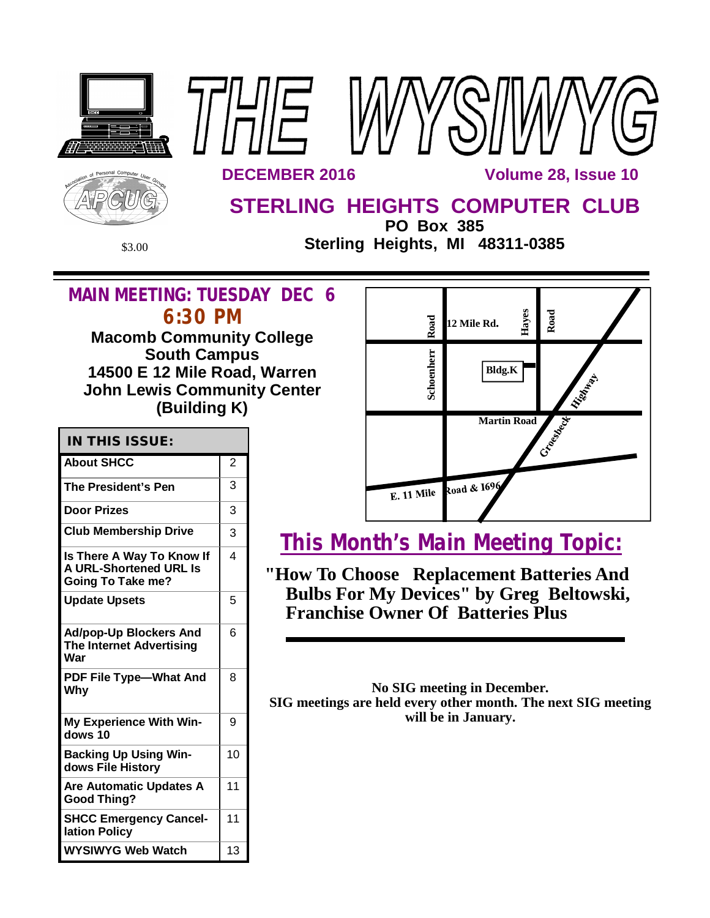# THE WYSIWYG

**DECEMBER 2016** | **Volume 28, Issue 10**

## STERLING HEIGHTS COMPUTER CLUB

**PO Box 385**
**Sterling Heights, MI 48311-0385**

$3.00

## MAIN MEETING: TUESDAY DEC 6 6:30 PM

**Macomb Community College**
**South Campus**
**14500 E 12 Mile Road, Warren**
**John Lewis Community Center**
**(Building K)**

| IN THIS ISSUE: | |
|---|---|
| About SHCC | 2 |
| The President's Pen | 3 |
| Door Prizes | 3 |
| Club Membership Drive | 3 |
| Is There A Way To Know If A URL-Shortened URL Is Going To Take me? | 4 |
| Update Upsets | 5 |
| Ad/pop-Up Blockers And The Internet Advertising War | 6 |
| PDF File Type—What And Why | 8 |
| My Experience With Windows 10 | 9 |
| Backing Up Using Windows File History | 10 |
| Are Automatic Updates A Good Thing? | 11 |
| SHCC Emergency Cancellation Policy | 11 |
| WYSIWYG Web Watch | 13 |

Schoenherr Road · 12 Mile Rd. · Hayes Road · Bldg.K · Martin Road · Groesbeck Highway · E. 11 Mile Road & 1696

## This Month's Main Meeting Topic:

**"How To Choose Replacement Batteries And Bulbs For My Devices" by Greg Beltowski, Franchise Owner Of Batteries Plus**

**No SIG meeting in December.**
**SIG meetings are held every other month. The next SIG meeting will be in January.**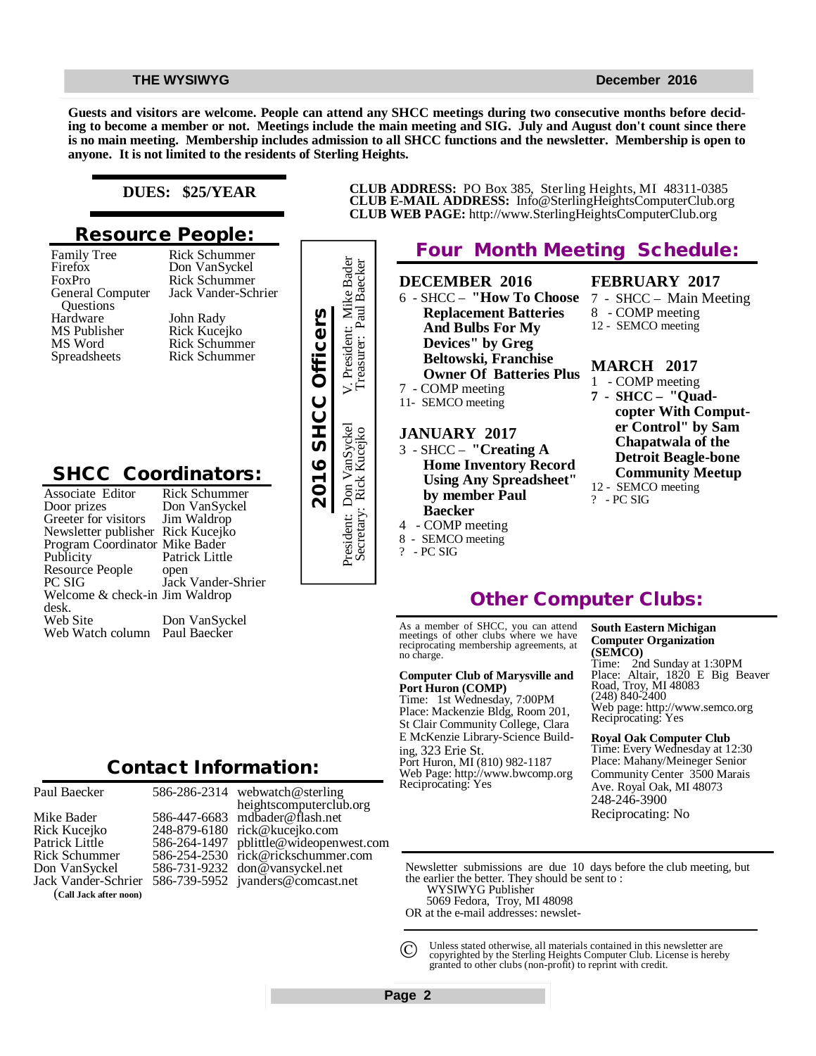**Guests and visitors are welcome. People can attend any SHCC meetings during two consecutive months before deciding to become a member or not. Meetings include the main meeting and SIG. July and August don't count since there is no main meeting. Membership includes admission to all SHCC functions and the newsletter. Membership is open to anyone. It is not limited to the residents of Sterling Heights.**

**DUES: $25/YEAR**

**CLUB ADDRESS:** PO Box 385, Sterling Heights, MI 48311-0385
**CLUB E-MAIL ADDRESS:** Info@SterlingHeightsComputerClub.org
**CLUB WEB PAGE:** http://www.SterlingHeightsComputerClub.org

## Resource People:

| | |
|---|---|
| Family Tree | Rick Schummer |
| Firefox | Don VanSyckel |
| FoxPro | Rick Schummer |
| General Computer Questions | Jack Vander-Schrier |
| Hardware | John Rady |
| MS Publisher | Rick Kucejko |
| MS Word | Rick Schummer |
| Spreadsheets | Rick Schummer |

## 2016 SHCC Officers

President: Don VanSyckel
V. President: Mike Bader
Secretary: Rick Kucejko
Treasurer: Paul Baecker

## SHCC Coordinators:

| | |
|---|---|
| Associate Editor | Rick Schummer |
| Door prizes | Don VanSyckel |
| Greeter for visitors | Jim Waldrop |
| Newsletter publisher | Rick Kucejko |
| Program Coordinator | Mike Bader |
| Publicity | Patrick Little |
| Resource People | open |
| PC SIG | Jack Vander-Shrier |
| Welcome & check-in desk. | Jim Waldrop |
| Web Site | Don VanSyckel |
| Web Watch column | Paul Baecker |

## Contact Information:

| | | |
|---|---|---|
| Paul Baecker | 586-286-2314 | webwatch@sterlingheightscomputerclub.org |
| Mike Bader | 586-447-6683 | mdbader@flash.net |
| Rick Kucejko | 248-879-6180 | rick@kucejko.com |
| Patrick Little | 586-264-1497 | pblittle@wideopenwest.com |
| Rick Schummer | 586-254-2530 | rick@rickschummer.com |
| Don VanSyckel | 586-731-9232 | don@vansyckel.net |
| Jack Vander-Schrier | 586-739-5952 | jvanders@comcast.net |

(**Call Jack after noon**)

## Four Month Meeting Schedule:

### DECEMBER 2016

6 - SHCC – **"How To Choose Replacement Batteries And Bulbs For My Devices" by Greg Beltowski, Franchise Owner Of Batteries Plus**
7 - COMP meeting
11- SEMCO meeting

### JANUARY 2017

3 - SHCC – **"Creating A Home Inventory Record Using Any Spreadsheet" by member Paul Baecker**
4 - COMP meeting
8 - SEMCO meeting
? - PC SIG

### FEBRUARY 2017

7 - SHCC – Main Meeting
8 - COMP meeting
12 - SEMCO meeting

### MARCH 2017

1 - COMP meeting
**7 - SHCC – "Quad-copter With Computer Control" by Sam Chapatwala of the Detroit Beagle-bone Community Meetup**
12 - SEMCO meeting
? - PC SIG

## Other Computer Clubs:

As a member of SHCC, you can attend meetings of other clubs where we have reciprocating membership agreements, at no charge.

**Computer Club of Marysville and Port Huron (COMP)**
Time: 1st Wednesday, 7:00PM
Place: Mackenzie Bldg, Room 201, St Clair Community College, Clara E McKenzie Library-Science Building, 323 Erie St.
Port Huron, MI (810) 982-1187
Web Page: http://www.bwcomp.org
Reciprocating: Yes

**South Eastern Michigan Computer Organization (SEMCO)**
Time: 2nd Sunday at 1:30PM
Place: Altair, 1820 E Big Beaver Road, Troy, MI 48083
(248) 840-2400
Web page: http://www.semco.org
Reciprocating: Yes

**Royal Oak Computer Club**
Time: Every Wednesday at 12:30
Place: Mahany/Meineger Senior Community Center 3500 Marais Ave. Royal Oak, MI 48073
248-246-3900
Reciprocating: No

Newsletter submissions are due 10 days before the club meeting, but the earlier the better. They should be sent to :
WYSIWYG Publisher
5069 Fedora, Troy, MI 48098
OR at the e-mail addresses: newslet-

© Unless stated otherwise, all materials contained in this newsletter are copyrighted by the Sterling Heights Computer Club. License is hereby granted to other clubs (non-profit) to reprint with credit.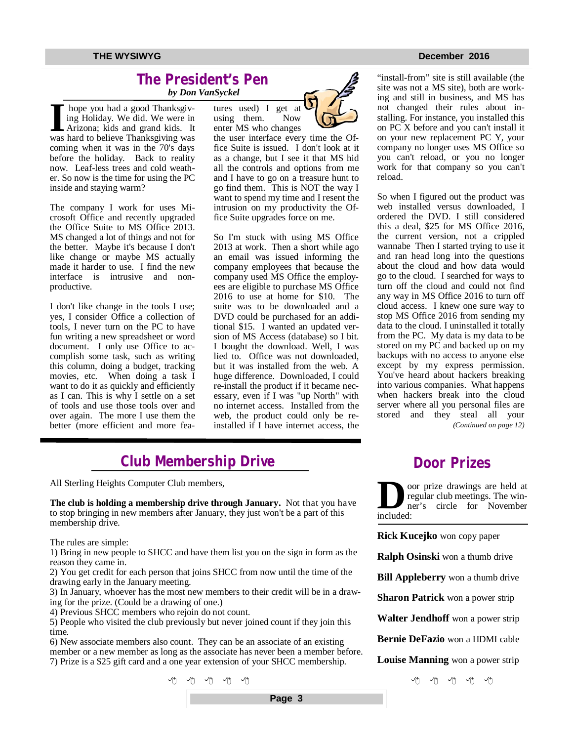## The President's Pen

*by Don VanSyckel*

I hope you had a good Thanksgiving Holiday. We did. We were in Arizona; kids and grand kids. It was hard to believe Thanksgiving was coming when it was in the 70's days before the holiday. Back to reality now. Leaf-less trees and cold weather. So now is the time for using the PC inside and staying warm?

The company I work for uses Microsoft Office and recently upgraded the Office Suite to MS Office 2013. MS changed a lot of things and not for the better. Maybe it's because I don't like change or maybe MS actually made it harder to use. I find the new interface is intrusive and non-productive.

I don't like change in the tools I use; yes, I consider Office a collection of tools, I never turn on the PC to have fun writing a new spreadsheet or word document. I only use Office to accomplish some task, such as writing this column, doing a budget, tracking movies, etc. When doing a task I want to do it as quickly and efficiently as I can. This is why I settle on a set of tools and use those tools over and over again. The more I use them the better (more efficient and more features used) I get at using them. Now enter MS who changes the user interface every time the Office Suite is issued. I don't look at it as a change, but I see it that MS hid all the controls and options from me and I have to go on a treasure hunt to go find them. This is NOT the way I want to spend my time and I resent the intrusion on my productivity the Office Suite upgrades force on me.

So I'm stuck with using MS Office 2013 at work. Then a short while ago an email was issued informing the company employees that because the company used MS Office the employees are eligible to purchase MS Office 2016 to use at home for $10. The suite was to be downloaded and a DVD could be purchased for an additional $15. I wanted an updated version of MS Access (database) so I bit. I bought the download. Well, I was lied to. Office was not downloaded, but it was installed from the web. A huge difference. Downloaded, I could re-install the product if it became necessary, even if I was "up North" with no internet access. Installed from the web, the product could only be re-installed if I have internet access, the "install-from" site is still available (the site was not a MS site), both are working and still in business, and MS has not changed their rules about installing. For instance, you installed this on PC X before and you can't install it on your new replacement PC Y, your company no longer uses MS Office so you can't reload, or you no longer work for that company so you can't reload.

So when I figured out the product was web installed versus downloaded, I ordered the DVD. I still considered this a deal, $25 for MS Office 2016, the current version, not a crippled wannabe Then I started trying to use it and ran head long into the questions about the cloud and how data would go to the cloud. I searched for ways to turn off the cloud and could not find any way in MS Office 2016 to turn off cloud access. I knew one sure way to stop MS Office 2016 from sending my data to the cloud. I uninstalled it totally from the PC. My data is my data to be stored on my PC and backed up on my backups with no access to anyone else except by my express permission. You've heard about hackers breaking into various companies. What happens when hackers break into the cloud server where all you personal files are stored and they steal all your

*(Continued on page 12)*

## Club Membership Drive

All Sterling Heights Computer Club members,

**The club is holding a membership drive through January.** Not that you have to stop bringing in new members after January, they just won't be a part of this membership drive.

The rules are simple:

1) Bring in new people to SHCC and have them list you on the sign in form as the reason they came in.
2) You get credit for each person that joins SHCC from now until the time of the drawing early in the January meeting.
3) In January, whoever has the most new members to their credit will be in a drawing for the prize. (Could be a drawing of one.)
4) Previous SHCC members who rejoin do not count.
5) People who visited the club previously but never joined count if they join this time.
6) New associate members also count. They can be an associate of an existing member or a new member as long as the associate has never been a member before.
7) Prize is a $25 gift card and a one year extension of your SHCC membership.

## Door Prizes

Door prize drawings are held at regular club meetings. The winner's circle for November included:

**Rick Kucejko** won copy paper

**Ralph Osinski** won a thumb drive

**Bill Appleberry** won a thumb drive

**Sharon Patrick** won a power strip

**Walter Jendhoff** won a power strip

**Bernie DeFazio** won a HDMI cable

**Louise Manning** won a power strip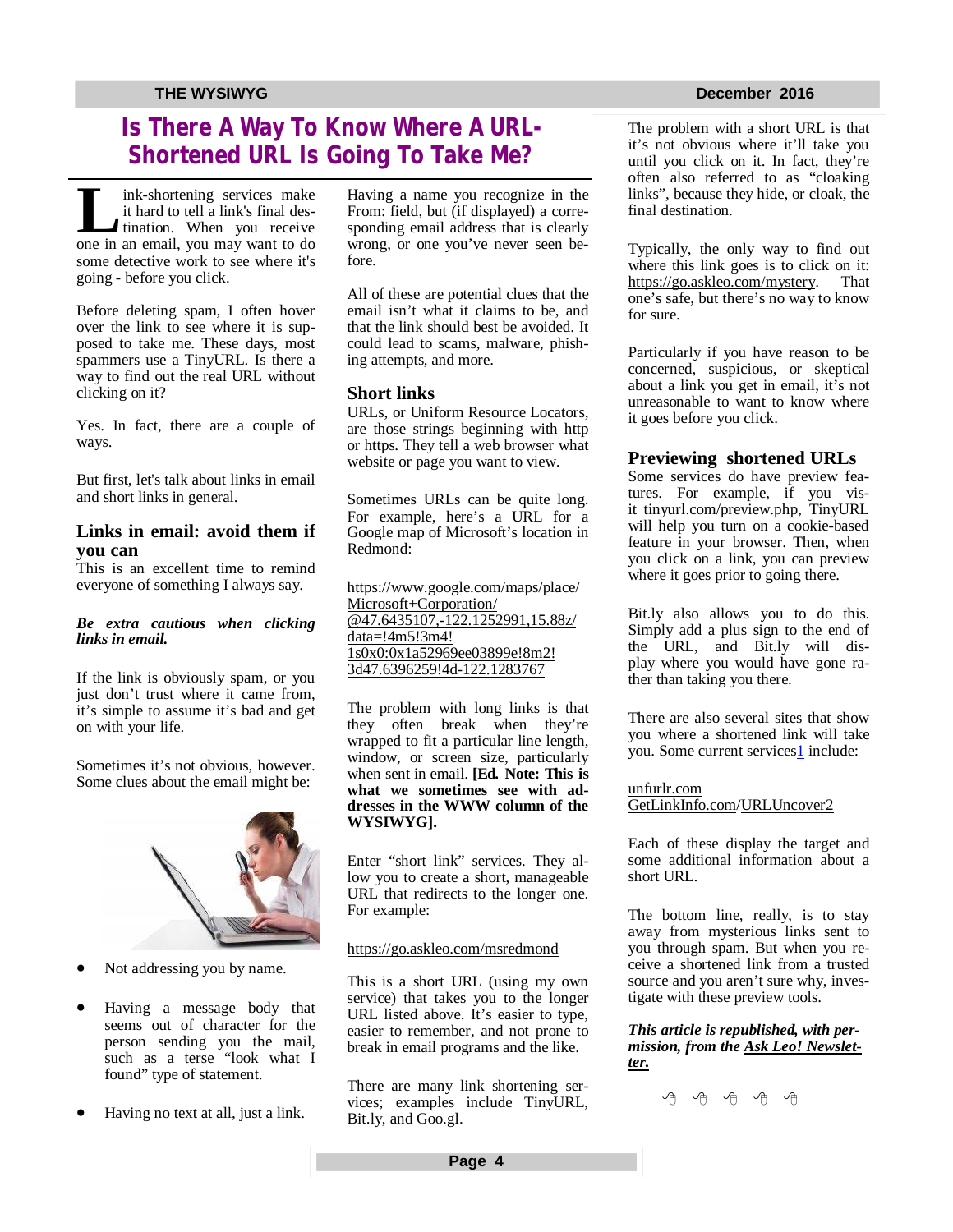# Is There A Way To Know Where A URL-Shortened URL Is Going To Take Me?

Link-shortening services make it hard to tell a link's final destination. When you receive one in an email, you may want to do some detective work to see where it's going - before you click.

Before deleting spam, I often hover over the link to see where it is supposed to take me. These days, most spammers use a TinyURL. Is there a way to find out the real URL without clicking on it?

Yes. In fact, there are a couple of ways.

But first, let's talk about links in email and short links in general.

## Links in email: avoid them if you can

This is an excellent time to remind everyone of something I always say.

***Be extra cautious when clicking links in email.***

If the link is obviously spam, or you just don't trust where it came from, it's simple to assume it's bad and get on with your life.

Sometimes it's not obvious, however. Some clues about the email might be:

- Not addressing you by name.
- Having a message body that seems out of character for the person sending you the mail, such as a terse "look what I found" type of statement.
- Having no text at all, just a link.
- Having a name you recognize in the From: field, but (if displayed) a corresponding email address that is clearly wrong, or one you've never seen before.

All of these are potential clues that the email isn't what it claims to be, and that the link should best be avoided. It could lead to scams, malware, phishing attempts, and more.

## Short links

URLs, or Uniform Resource Locators, are those strings beginning with http or https. They tell a web browser what website or page you want to view.

Sometimes URLs can be quite long. For example, here's a URL for a Google map of Microsoft's location in Redmond:

https://www.google.com/maps/place/Microsoft+Corporation/@47.6435107,-122.1252991,15.88z/data=!4m5!3m4!1s0x0:0x1a52969ee03899e!8m2!3d47.6396259!4d-122.1283767

The problem with long links is that they often break when they're wrapped to fit a particular line length, window, or screen size, particularly when sent in email. **[Ed. Note: This is what we sometimes see with addresses in the WWW column of the WYSIWYG].**

Enter "short link" services. They allow you to create a short, manageable URL that redirects to the longer one. For example:

https://go.askleo.com/msredmond

This is a short URL (using my own service) that takes you to the longer URL listed above. It's easier to type, easier to remember, and not prone to break in email programs and the like.

There are many link shortening services; examples include TinyURL, Bit.ly, and Goo.gl.

The problem with a short URL is that it's not obvious where it'll take you until you click on it. In fact, they're often also referred to as "cloaking links", because they hide, or cloak, the final destination.

Typically, the only way to find out where this link goes is to click on it: https://go.askleo.com/mystery. That one's safe, but there's no way to know for sure.

Particularly if you have reason to be concerned, suspicious, or skeptical about a link you get in email, it's not unreasonable to want to know where it goes before you click.

## Previewing shortened URLs

Some services do have preview features. For example, if you visit tinyurl.com/preview.php, TinyURL will help you turn on a cookie-based feature in your browser. Then, when you click on a link, you can preview where it goes prior to going there.

Bit.ly also allows you to do this. Simply add a plus sign to the end of the URL, and Bit.ly will display where you would have gone rather than taking you there.

There are also several sites that show you where a shortened link will take you. Some current services[1] include:

unfurlr.com
GetLinkInfo.com/URLUncover2

Each of these display the target and some additional information about a short URL.

The bottom line, really, is to stay away from mysterious links sent to you through spam. But when you receive a shortened link from a trusted source and you aren't sure why, investigate with these preview tools.

***This article is republished, with permission, from the Ask Leo! Newsletter.***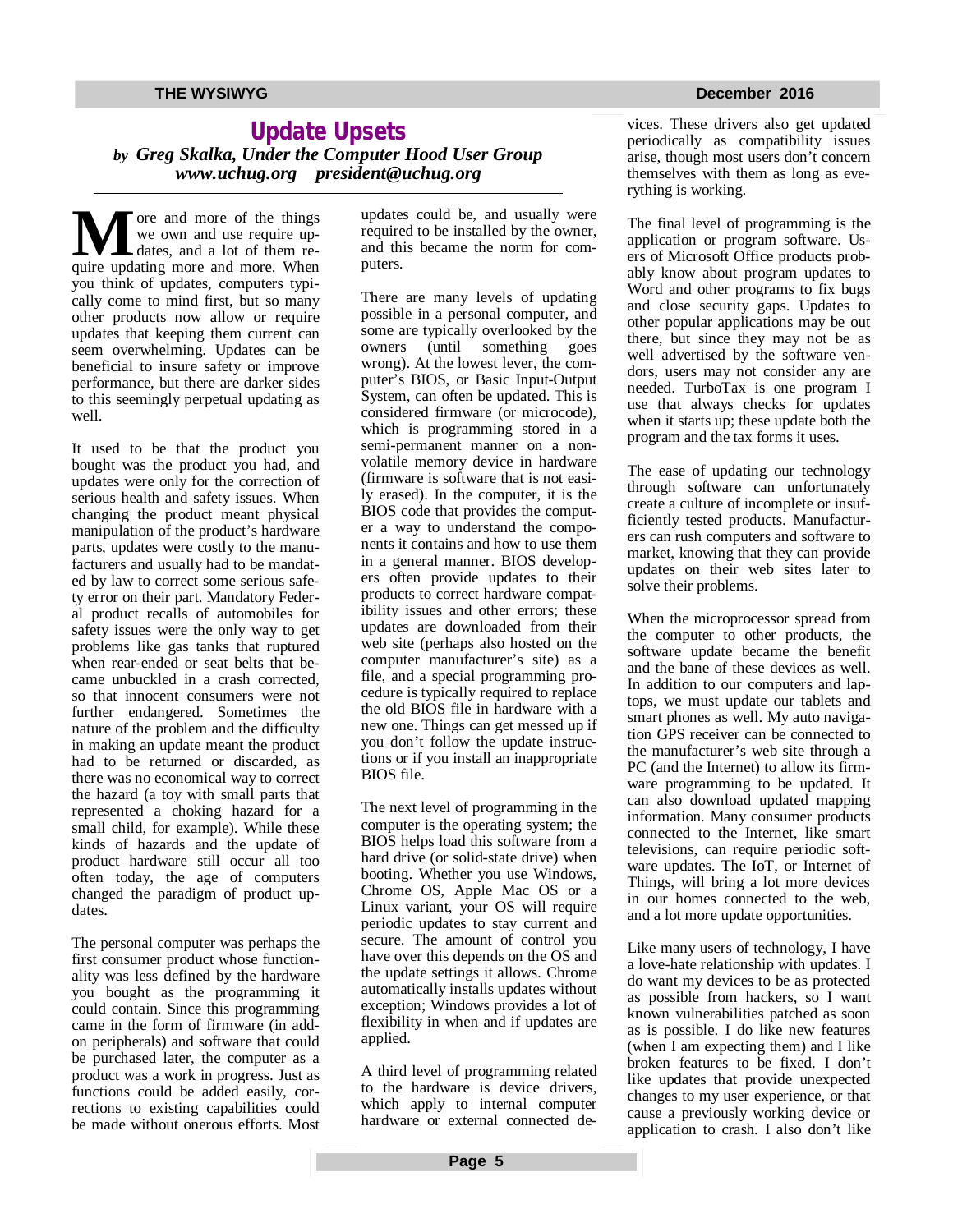# Update Upsets

***by Greg Skalka, Under the Computer Hood User Group***
***www.uchug.org president@uchug.org***

More and more of the things we own and use require updates, and a lot of them require updating more and more. When you think of updates, computers typically come to mind first, but so many other products now allow or require updates that keeping them current can seem overwhelming. Updates can be beneficial to insure safety or improve performance, but there are darker sides to this seemingly perpetual updating as well.

It used to be that the product you bought was the product you had, and updates were only for the correction of serious health and safety issues. When changing the product meant physical manipulation of the product's hardware parts, updates were costly to the manufacturers and usually had to be mandated by law to correct some serious safety error on their part. Mandatory Federal product recalls of automobiles for safety issues were the only way to get problems like gas tanks that ruptured when rear-ended or seat belts that became unbuckled in a crash corrected, so that innocent consumers were not further endangered. Sometimes the nature of the problem and the difficulty in making an update meant the product had to be returned or discarded, as there was no economical way to correct the hazard (a toy with small parts that represented a choking hazard for a small child, for example). While these kinds of hazards and the update of product hardware still occur all too often today, the age of computers changed the paradigm of product updates.

The personal computer was perhaps the first consumer product whose functionality was less defined by the hardware you bought as the programming it could contain. Since this programming came in the form of firmware (in add-on peripherals) and software that could be purchased later, the computer as a product was a work in progress. Just as functions could be added easily, corrections to existing capabilities could be made without onerous efforts. Most updates could be, and usually were required to be installed by the owner, and this became the norm for computers.

There are many levels of updating possible in a personal computer, and some are typically overlooked by the owners (until something goes wrong). At the lowest lever, the computer's BIOS, or Basic Input-Output System, can often be updated. This is considered firmware (or microcode), which is programming stored in a semi-permanent manner on a non-volatile memory device in hardware (firmware is software that is not easily erased). In the computer, it is the BIOS code that provides the computer a way to understand the components it contains and how to use them in a general manner. BIOS developers often provide updates to their products to correct hardware compatibility issues and other errors; these updates are downloaded from their web site (perhaps also hosted on the computer manufacturer's site) as a file, and a special programming procedure is typically required to replace the old BIOS file in hardware with a new one. Things can get messed up if you don't follow the update instructions or if you install an inappropriate BIOS file.

The next level of programming in the computer is the operating system; the BIOS helps load this software from a hard drive (or solid-state drive) when booting. Whether you use Windows, Chrome OS, Apple Mac OS or a Linux variant, your OS will require periodic updates to stay current and secure. The amount of control you have over this depends on the OS and the update settings it allows. Chrome automatically installs updates without exception; Windows provides a lot of flexibility in when and if updates are applied.

A third level of programming related to the hardware is device drivers, which apply to internal computer hardware or external connected devices. These drivers also get updated periodically as compatibility issues arise, though most users don't concern themselves with them as long as everything is working.

The final level of programming is the application or program software. Users of Microsoft Office products probably know about program updates to Word and other programs to fix bugs and close security gaps. Updates to other popular applications may be out there, but since they may not be as well advertised by the software vendors, users may not consider any are needed. TurboTax is one program I use that always checks for updates when it starts up; these update both the program and the tax forms it uses.

The ease of updating our technology through software can unfortunately create a culture of incomplete or insufficiently tested products. Manufacturers can rush computers and software to market, knowing that they can provide updates on their web sites later to solve their problems.

When the microprocessor spread from the computer to other products, the software update became the benefit and the bane of these devices as well. In addition to our computers and laptops, we must update our tablets and smart phones as well. My auto navigation GPS receiver can be connected to the manufacturer's web site through a PC (and the Internet) to allow its firmware programming to be updated. It can also download updated mapping information. Many consumer products connected to the Internet, like smart televisions, can require periodic software updates. The IoT, or Internet of Things, will bring a lot more devices in our homes connected to the web, and a lot more update opportunities.

Like many users of technology, I have a love-hate relationship with updates. I do want my devices to be as protected as possible from hackers, so I want known vulnerabilities patched as soon as is possible. I do like new features (when I am expecting them) and I like broken features to be fixed. I don't like updates that provide unexpected changes to my user experience, or that cause a previously working device or application to crash. I also don't like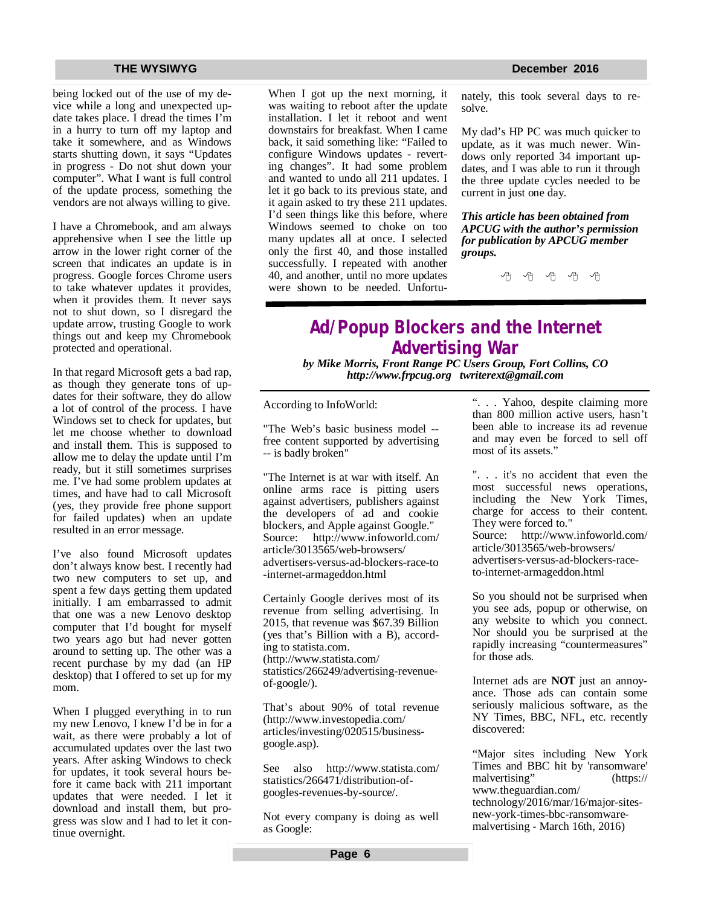being locked out of the use of my device while a long and unexpected update takes place. I dread the times I'm in a hurry to turn off my laptop and take it somewhere, and as Windows starts shutting down, it says "Updates in progress - Do not shut down your computer". What I want is full control of the update process, something the vendors are not always willing to give.

I have a Chromebook, and am always apprehensive when I see the little up arrow in the lower right corner of the screen that indicates an update is in progress. Google forces Chrome users to take whatever updates it provides, when it provides them. It never says not to shut down, so I disregard the update arrow, trusting Google to work things out and keep my Chromebook protected and operational.

In that regard Microsoft gets a bad rap, as though they generate tons of updates for their software, they do allow a lot of control of the process. I have Windows set to check for updates, but let me choose whether to download and install them. This is supposed to allow me to delay the update until I'm ready, but it still sometimes surprises me. I've had some problem updates at times, and have had to call Microsoft (yes, they provide free phone support for failed updates) when an update resulted in an error message.

I've also found Microsoft updates don't always know best. I recently had two new computers to set up, and spent a few days getting them updated initially. I am embarrassed to admit that one was a new Lenovo desktop computer that I'd bought for myself two years ago but had never gotten around to setting up. The other was a recent purchase by my dad (an HP desktop) that I offered to set up for my mom.

When I plugged everything in to run my new Lenovo, I knew I'd be in for a wait, as there were probably a lot of accumulated updates over the last two years. After asking Windows to check for updates, it took several hours before it came back with 211 important updates that were needed. I let it download and install them, but progress was slow and I had to let it continue overnight.

When I got up the next morning, it was waiting to reboot after the update installation. I let it reboot and went downstairs for breakfast. When I came back, it said something like: "Failed to configure Windows updates - reverting changes". It had some problem and wanted to undo all 211 updates. I let it go back to its previous state, and it again asked to try these 211 updates. I'd seen things like this before, where Windows seemed to choke on too many updates all at once. I selected only the first 40, and those installed successfully. I repeated with another 40, and another, until no more updates were shown to be needed. Unfortunately, this took several days to resolve.

My dad's HP PC was much quicker to update, as it was much newer. Windows only reported 34 important updates, and I was able to run it through the three update cycles needed to be current in just one day.

***This article has been obtained from APCUG with the author's permission for publication by APCUG member groups.***

# Ad/Popup Blockers and the Internet Advertising War

***by Mike Morris, Front Range PC Users Group, Fort Collins, CO***
***http://www.frpcug.org  twriterext@gmail.com***

According to InfoWorld:

"The Web's basic business model -- free content supported by advertising -- is badly broken"

"The Internet is at war with itself. An online arms race is pitting users against advertisers, publishers against the developers of ad and cookie blockers, and Apple against Google."
Source: http://www.infoworld.com/article/3013565/web-browsers/advertisers-versus-ad-blockers-race-to-internet-armageddon.html

Certainly Google derives most of its revenue from selling advertising. In 2015, that revenue was $67.39 Billion (yes that's Billion with a B), according to statista.com.
(http://www.statista.com/statistics/266249/advertising-revenue-of-google/).

That's about 90% of total revenue (http://www.investopedia.com/articles/investing/020515/business-google.asp).

See also http://www.statista.com/statistics/266471/distribution-of-googles-revenues-by-source/.

Not every company is doing as well as Google:

". . . Yahoo, despite claiming more than 800 million active users, hasn't been able to increase its ad revenue and may even be forced to sell off most of its assets."

". . . it's no accident that even the most successful news operations, including the New York Times, charge for access to their content. They were forced to."
Source: http://www.infoworld.com/article/3013565/web-browsers/advertisers-versus-ad-blockers-race-to-internet-armageddon.html

So you should not be surprised when you see ads, popup or otherwise, on any website to which you connect. Nor should you be surprised at the rapidly increasing "countermeasures" for those ads.

Internet ads are **NOT** just an annoyance. Those ads can contain some seriously malicious software, as the NY Times, BBC, NFL, etc. recently discovered:

"Major sites including New York Times and BBC hit by 'ransomware' malvertising" (https://www.theguardian.com/technology/2016/mar/16/major-sites-new-york-times-bbc-ransomware-malvertising - March 16th, 2016)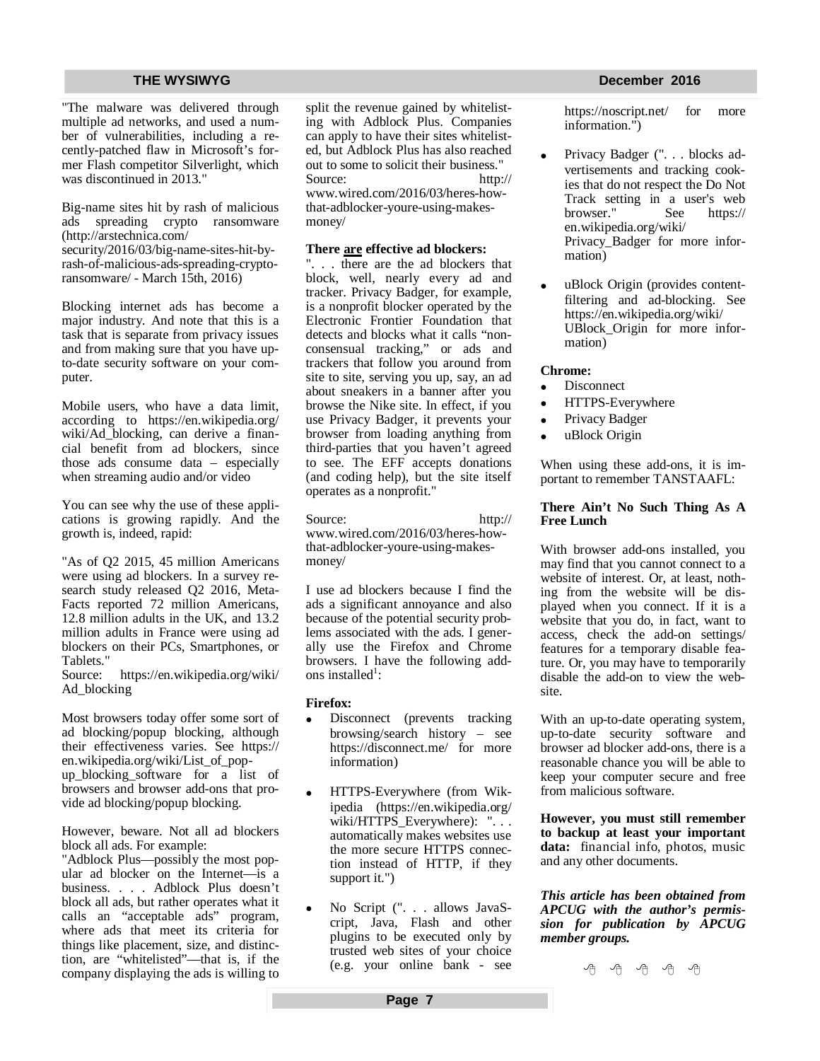"The malware was delivered through multiple ad networks, and used a number of vulnerabilities, including a recently-patched flaw in Microsoft's former Flash competitor Silverlight, which was discontinued in 2013."

Big-name sites hit by rash of malicious ads spreading crypto ransomware (http://arstechnica.com/security/2016/03/big-name-sites-hit-by-rash-of-malicious-ads-spreading-crypto-ransomware/ - March 15th, 2016)

Blocking internet ads has become a major industry. And note that this is a task that is separate from privacy issues and from making sure that you have up-to-date security software on your computer.

Mobile users, who have a data limit, according to https://en.wikipedia.org/wiki/Ad_blocking, can derive a financial benefit from ad blockers, since those ads consume data – especially when streaming audio and/or video

You can see why the use of these applications is growing rapidly. And the growth is, indeed, rapid:

"As of Q2 2015, 45 million Americans were using ad blockers. In a survey research study released Q2 2016, MetaFacts reported 72 million Americans, 12.8 million adults in the UK, and 13.2 million adults in France were using ad blockers on their PCs, Smartphones, or Tablets."
Source: https://en.wikipedia.org/wiki/Ad_blocking

Most browsers today offer some sort of ad blocking/popup blocking, although their effectiveness varies. See https://en.wikipedia.org/wiki/List_of_pop-up_blocking_software for a list of browsers and browser add-ons that provide ad blocking/popup blocking.

However, beware. Not all ad blockers block all ads. For example:
"Adblock Plus—possibly the most popular ad blocker on the Internet—is a business. . . . Adblock Plus doesn't block all ads, but rather operates what it calls an "acceptable ads" program, where ads that meet its criteria for things like placement, size, and distinction, are "whitelisted"—that is, if the company displaying the ads is willing to split the revenue gained by whitelisting with Adblock Plus. Companies can apply to have their sites whitelisted, but Adblock Plus has also reached out to some to solicit their business."
Source: http://www.wired.com/2016/03/heres-how-that-adblocker-youre-using-makes-money/

**There are effective ad blockers:**
". . . there are the ad blockers that block, well, nearly every ad and tracker. Privacy Badger, for example, is a nonprofit blocker operated by the Electronic Frontier Foundation that detects and blocks what it calls "non-consensual tracking," or ads and trackers that follow you around from site to site, serving you up, say, an ad about sneakers in a banner after you browse the Nike site. In effect, if you use Privacy Badger, it prevents your browser from loading anything from third-parties that you haven't agreed to see. The EFF accepts donations (and coding help), but the site itself operates as a nonprofit."

Source: http://www.wired.com/2016/03/heres-how-that-adblocker-youre-using-makes-money/

I use ad blockers because I find the ads a significant annoyance and also because of the potential security problems associated with the ads. I generally use the Firefox and Chrome browsers. I have the following add-ons installed[1]:

**Firefox:**

- Disconnect (prevents tracking browsing/search history – see https://disconnect.me/ for more information)
- HTTPS-Everywhere (from Wikipedia (https://en.wikipedia.org/wiki/HTTPS_Everywhere): ". . . automatically makes websites use the more secure HTTPS connection instead of HTTP, if they support it.")
- No Script (". . . allows JavaScript, Java, Flash and other plugins to be executed only by trusted web sites of your choice (e.g. your online bank - see https://noscript.net/ for more information.")
- Privacy Badger (". . . blocks advertisements and tracking cookies that do not respect the Do Not Track setting in a user's web browser." See https://en.wikipedia.org/wiki/Privacy_Badger for more information)
- uBlock Origin (provides content-filtering and ad-blocking. See https://en.wikipedia.org/wiki/UBlock_Origin for more information)

**Chrome:**

- Disconnect
- HTTPS-Everywhere
- Privacy Badger
- uBlock Origin

When using these add-ons, it is important to remember TANSTAAFL:

**There Ain't No Such Thing As A Free Lunch**

With browser add-ons installed, you may find that you cannot connect to a website of interest. Or, at least, nothing from the website will be displayed when you connect. If it is a website that you do, in fact, want to access, check the add-on settings/features for a temporary disable feature. Or, you may have to temporarily disable the add-on to view the website.

With an up-to-date operating system, up-to-date security software and browser ad blocker add-ons, there is a reasonable chance you will be able to keep your computer secure and free from malicious software.

**However, you must still remember to backup at least your important data:** financial info, photos, music and any other documents.

***This article has been obtained from APCUG with the author's permission for publication by APCUG member groups.***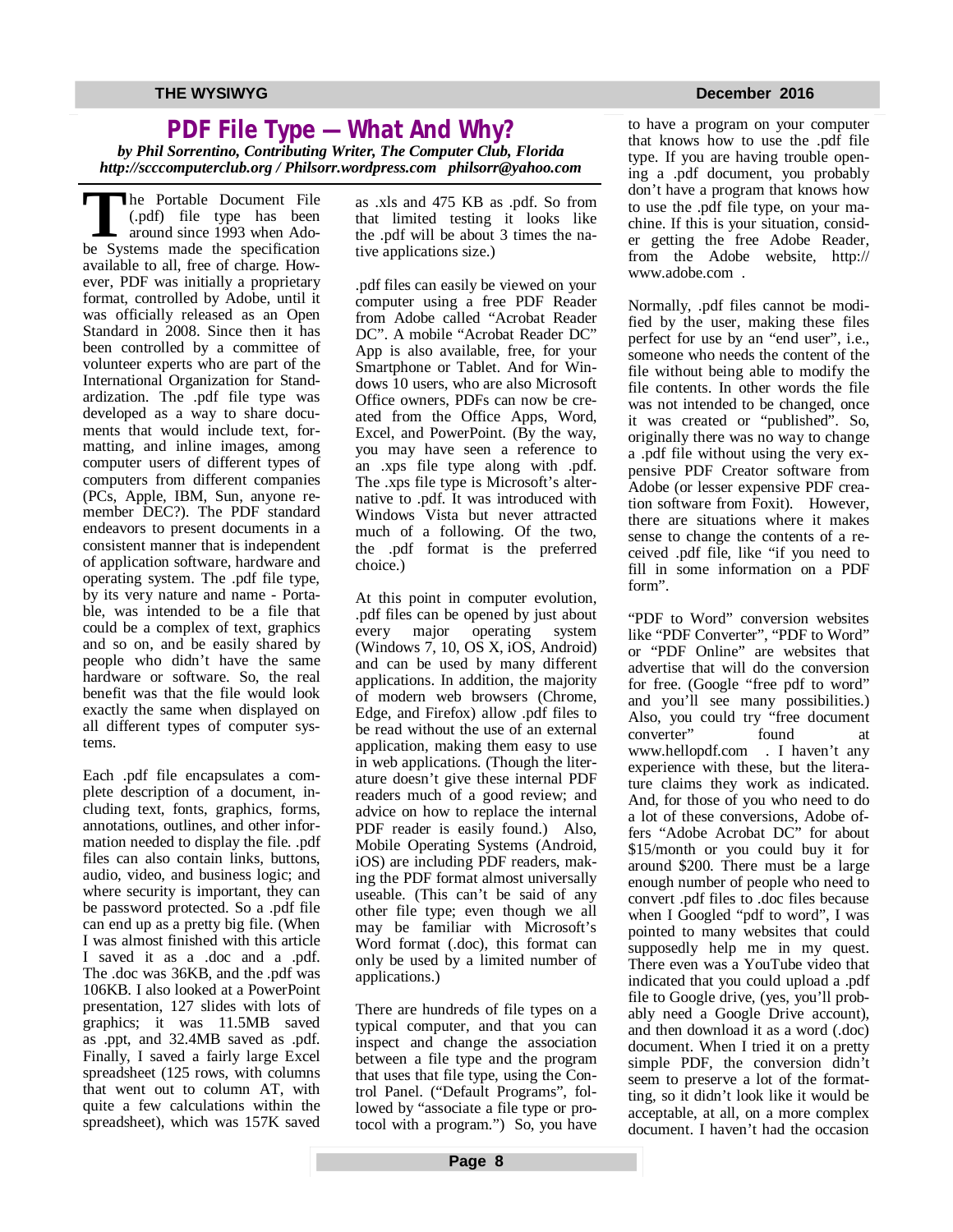# PDF File Type — What And Why?

*by Phil Sorrentino, Contributing Writer, The Computer Club, Florida*
*http://scccomputerclub.org / Philsorr.wordpress.com philsorr@yahoo.com*

The Portable Document File (.pdf) file type has been around since 1993 when Adobe Systems made the specification available to all, free of charge. However, PDF was initially a proprietary format, controlled by Adobe, until it was officially released as an Open Standard in 2008. Since then it has been controlled by a committee of volunteer experts who are part of the International Organization for Standardization. The .pdf file type was developed as a way to share documents that would include text, formatting, and inline images, among computer users of different types of computers from different companies (PCs, Apple, IBM, Sun, anyone remember DEC?). The PDF standard endeavors to present documents in a consistent manner that is independent of application software, hardware and operating system. The .pdf file type, by its very nature and name - Portable, was intended to be a file that could be a complex of text, graphics and so on, and be easily shared by people who didn't have the same hardware or software. So, the real benefit was that the file would look exactly the same when displayed on all different types of computer systems.

Each .pdf file encapsulates a complete description of a document, including text, fonts, graphics, forms, annotations, outlines, and other information needed to display the file. .pdf files can also contain links, buttons, audio, video, and business logic; and where security is important, they can be password protected. So a .pdf file can end up as a pretty big file. (When I was almost finished with this article I saved it as a .doc and a .pdf. The .doc was 36KB, and the .pdf was 106KB. I also looked at a PowerPoint presentation, 127 slides with lots of graphics; it was 11.5MB saved as .ppt, and 32.4MB saved as .pdf. Finally, I saved a fairly large Excel spreadsheet (125 rows, with columns that went out to column AT, with quite a few calculations within the spreadsheet), which was 157K saved as .xls and 475 KB as .pdf. So from that limited testing it looks like the .pdf will be about 3 times the native applications size.)

.pdf files can easily be viewed on your computer using a free PDF Reader from Adobe called "Acrobat Reader DC". A mobile "Acrobat Reader DC" App is also available, free, for your Smartphone or Tablet. And for Windows 10 users, who are also Microsoft Office owners, PDFs can now be created from the Office Apps, Word, Excel, and PowerPoint. (By the way, you may have seen a reference to an .xps file type along with .pdf. The .xps file type is Microsoft's alternative to .pdf. It was introduced with Windows Vista but never attracted much of a following. Of the two, the .pdf format is the preferred choice.)

At this point in computer evolution, .pdf files can be opened by just about every major operating system (Windows 7, 10, OS X, iOS, Android) and can be used by many different applications. In addition, the majority of modern web browsers (Chrome, Edge, and Firefox) allow .pdf files to be read without the use of an external application, making them easy to use in web applications. (Though the literature doesn't give these internal PDF readers much of a good review; and advice on how to replace the internal PDF reader is easily found.) Also, Mobile Operating Systems (Android, iOS) are including PDF readers, making the PDF format almost universally useable. (This can't be said of any other file type; even though we all may be familiar with Microsoft's Word format (.doc), this format can only be used by a limited number of applications.)

There are hundreds of file types on a typical computer, and that you can inspect and change the association between a file type and the program that uses that file type, using the Control Panel. ("Default Programs", followed by "associate a file type or protocol with a program.") So, you have to have a program on your computer that knows how to use the .pdf file type. If you are having trouble opening a .pdf document, you probably don't have a program that knows how to use the .pdf file type, on your machine. If this is your situation, consider getting the free Adobe Reader, from the Adobe website, http://www.adobe.com .

Normally, .pdf files cannot be modified by the user, making these files perfect for use by an "end user", i.e., someone who needs the content of the file without being able to modify the file contents. In other words the file was not intended to be changed, once it was created or "published". So, originally there was no way to change a .pdf file without using the very expensive PDF Creator software from Adobe (or lesser expensive PDF creation software from Foxit). However, there are situations where it makes sense to change the contents of a received .pdf file, like "if you need to fill in some information on a PDF form".

"PDF to Word" conversion websites like "PDF Converter", "PDF to Word" or "PDF Online" are websites that advertise that will do the conversion for free. (Google "free pdf to word" and you'll see many possibilities.) Also, you could try "free document converter" found at www.hellopdf.com . I haven't any experience with these, but the literature claims they work as indicated. And, for those of you who need to do a lot of these conversions, Adobe offers "Adobe Acrobat DC" for about $15/month or you could buy it for around $200. There must be a large enough number of people who need to convert .pdf files to .doc files because when I Googled "pdf to word", I was pointed to many websites that could supposedly help me in my quest. There even was a YouTube video that indicated that you could upload a .pdf file to Google drive, (yes, you'll probably need a Google Drive account), and then download it as a word (.doc) document. When I tried it on a pretty simple PDF, the conversion didn't seem to preserve a lot of the formatting, so it didn't look like it would be acceptable, at all, on a more complex document. I haven't had the occasion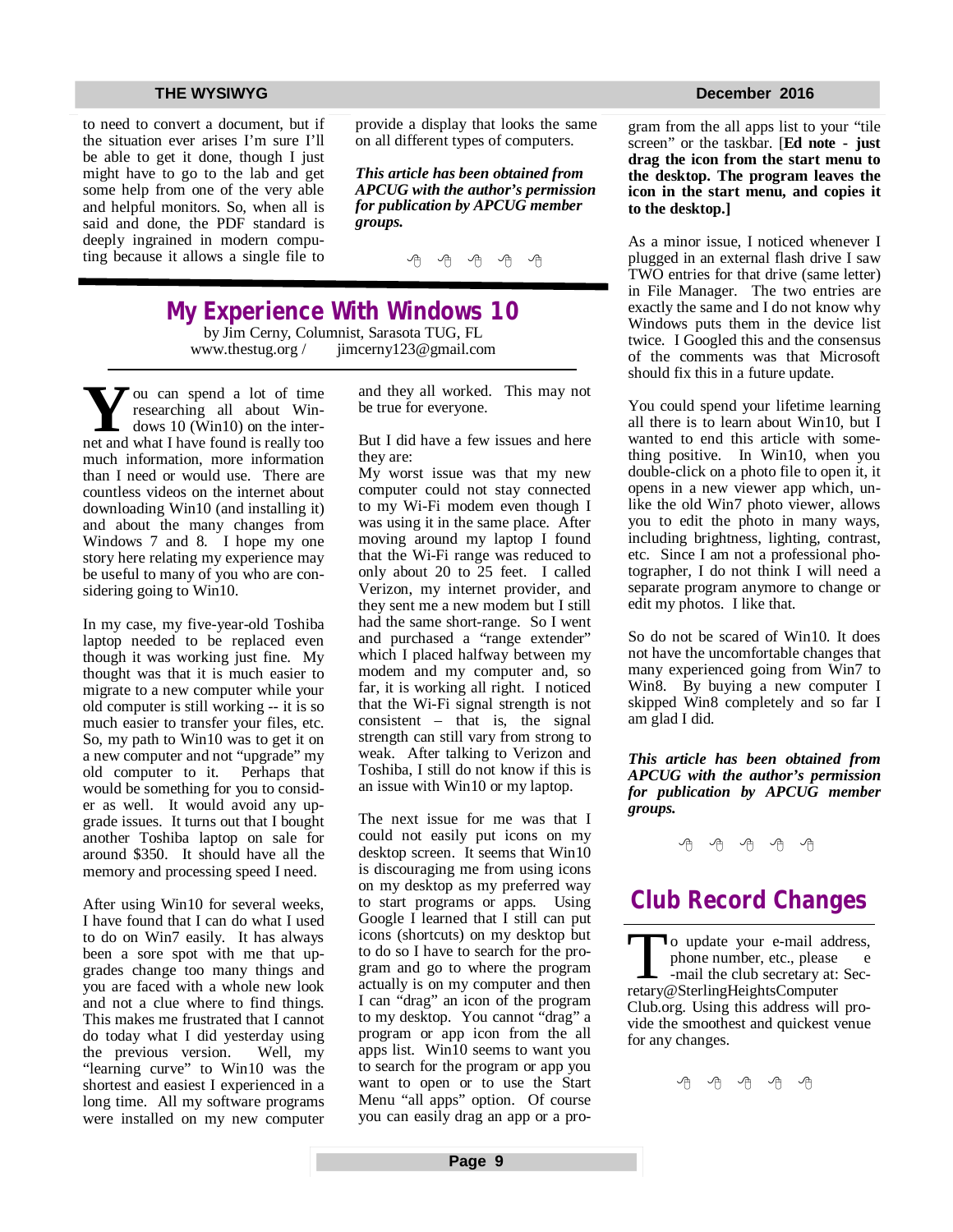to need to convert a document, but if the situation ever arises I'm sure I'll be able to get it done, though I just might have to go to the lab and get some help from one of the very able and helpful monitors. So, when all is said and done, the PDF standard is deeply ingrained in modern computing because it allows a single file to provide a display that looks the same on all different types of computers.

***This article has been obtained from APCUG with the author's permission for publication by APCUG member groups.***

# My Experience With Windows 10

by Jim Cerny, Columnist, Sarasota TUG, FL
www.thestug.org / jimcerny123@gmail.com

You can spend a lot of time researching all about Windows 10 (Win10) on the internet and what I have found is really too much information, more information than I need or would use. There are countless videos on the internet about downloading Win10 (and installing it) and about the many changes from Windows 7 and 8. I hope my one story here relating my experience may be useful to many of you who are considering going to Win10.

In my case, my five-year-old Toshiba laptop needed to be replaced even though it was working just fine. My thought was that it is much easier to migrate to a new computer while your old computer is still working -- it is so much easier to transfer your files, etc. So, my path to Win10 was to get it on a new computer and not "upgrade" my old computer to it. Perhaps that would be something for you to consider as well. It would avoid any upgrade issues. It turns out that I bought another Toshiba laptop on sale for around $350. It should have all the memory and processing speed I need.

After using Win10 for several weeks, I have found that I can do what I used to do on Win7 easily. It has always been a sore spot with me that upgrades change too many things and you are faced with a whole new look and not a clue where to find things. This makes me frustrated that I cannot do today what I did yesterday using the previous version. Well, my "learning curve" to Win10 was the shortest and easiest I experienced in a long time. All my software programs were installed on my new computer and they all worked. This may not be true for everyone.

But I did have a few issues and here they are:

My worst issue was that my new computer could not stay connected to my Wi-Fi modem even though I was using it in the same place. After moving around my laptop I found that the Wi-Fi range was reduced to only about 20 to 25 feet. I called Verizon, my internet provider, and they sent me a new modem but I still had the same short-range. So I went and purchased a "range extender" which I placed halfway between my modem and my computer and, so far, it is working all right. I noticed that the Wi-Fi signal strength is not consistent – that is, the signal strength can still vary from strong to weak. After talking to Verizon and Toshiba, I still do not know if this is an issue with Win10 or my laptop.

The next issue for me was that I could not easily put icons on my desktop screen. It seems that Win10 is discouraging me from using icons on my desktop as my preferred way to start programs or apps. Using Google I learned that I still can put icons (shortcuts) on my desktop but to do so I have to search for the program and go to where the program actually is on my computer and then I can "drag" an icon of the program to my desktop. You cannot "drag" a program or app icon from the all apps list. Win10 seems to want you to search for the program or app you want to open or to use the Start Menu "all apps" option. Of course you can easily drag an app or a program from the all apps list to your "tile screen" or the taskbar. [**Ed note - just drag the icon from the start menu to the desktop. The program leaves the icon in the start menu, and copies it to the desktop.]**

As a minor issue, I noticed whenever I plugged in an external flash drive I saw TWO entries for that drive (same letter) in File Manager. The two entries are exactly the same and I do not know why Windows puts them in the device list twice. I Googled this and the consensus of the comments was that Microsoft should fix this in a future update.

You could spend your lifetime learning all there is to learn about Win10, but I wanted to end this article with something positive. In Win10, when you double-click on a photo file to open it, it opens in a new viewer app which, unlike the old Win7 photo viewer, allows you to edit the photo in many ways, including brightness, lighting, contrast, etc. Since I am not a professional photographer, I do not think I will need a separate program anymore to change or edit my photos. I like that.

So do not be scared of Win10. It does not have the uncomfortable changes that many experienced going from Win7 to Win8. By buying a new computer I skipped Win8 completely and so far I am glad I did.

***This article has been obtained from APCUG with the author's permission for publication by APCUG member groups.***

# Club Record Changes

To update your e-mail address, phone number, etc., please e-mail the club secretary at: Secretary@SterlingHeightsComputerClub.org. Using this address will provide the smoothest and quickest venue for any changes.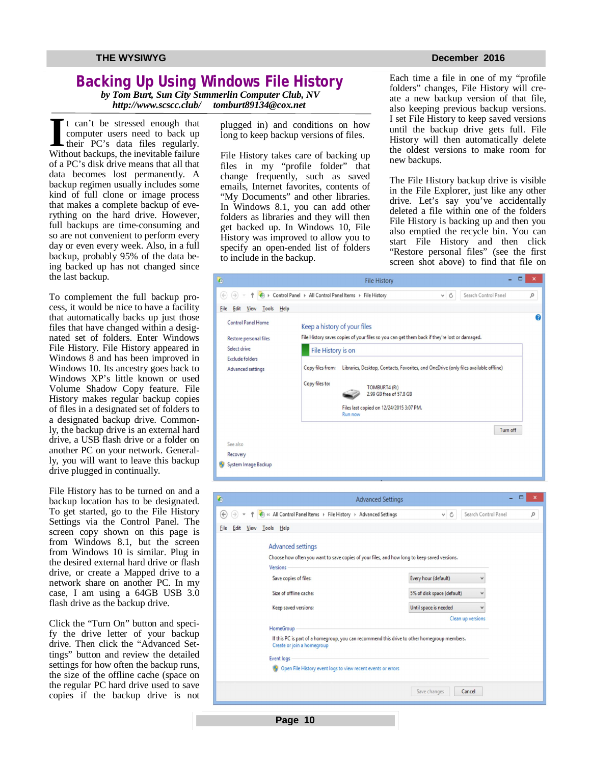# Backing Up Using Windows File History

*by Tom Burt, Sun City Summerlin Computer Club, NV*
*http://www.scscc.club/ tomburt89134@cox.net*

It can't be stressed enough that computer users need to back up their PC's data files regularly. Without backups, the inevitable failure of a PC's disk drive means that all that data becomes lost permanently. A backup regimen usually includes some kind of full clone or image process that makes a complete backup of everything on the hard drive. However, full backups are time-consuming and so are not convenient to perform every day or even every week. Also, in a full backup, probably 95% of the data being backed up has not changed since the last backup.

To complement the full backup process, it would be nice to have a facility that automatically backs up just those files that have changed within a designated set of folders. Enter Windows File History. File History appeared in Windows 8 and has been improved in Windows 10. Its ancestry goes back to Windows XP's little known or used Volume Shadow Copy feature. File History makes regular backup copies of files in a designated set of folders to a designated backup drive. Commonly, the backup drive is an external hard drive, a USB flash drive or a folder on another PC on your network. Generally, you will want to leave this backup drive plugged in continually.

File History has to be turned on and a backup location has to be designated. To get started, go to the File History Settings via the Control Panel. The screen copy shown on this page is from Windows 8.1, but the screen from Windows 10 is similar. Plug in the desired external hard drive or flash drive, or create a Mapped drive to a network share on another PC. In my case, I am using a 64GB USB 3.0 flash drive as the backup drive.

Click the "Turn On" button and specify the drive letter of your backup drive. Then click the "Advanced Settings" button and review the detailed settings for how often the backup runs, the size of the offline cache (space on the regular PC hard drive used to save copies if the backup drive is not plugged in) and conditions on how long to keep backup versions of files.

File History takes care of backing up files in my "profile folder" that change frequently, such as saved emails, Internet favorites, contents of "My Documents" and other libraries. In Windows 8.1, you can add other folders as libraries and they will then get backed up. In Windows 10, File History was improved to allow you to specify an open-ended list of folders to include in the backup.

Each time a file in one of my "profile folders" changes, File History will create a new backup version of that file, also keeping previous backup versions. I set File History to keep saved versions until the backup drive gets full. File History will then automatically delete the oldest versions to make room for new backups.

The File History backup drive is visible in the File Explorer, just like any other drive. Let's say you've accidentally deleted a file within one of the folders File History is backing up and then you also emptied the recycle bin. You can start File History and then click "Restore personal files" (see the first screen shot above) to find that file on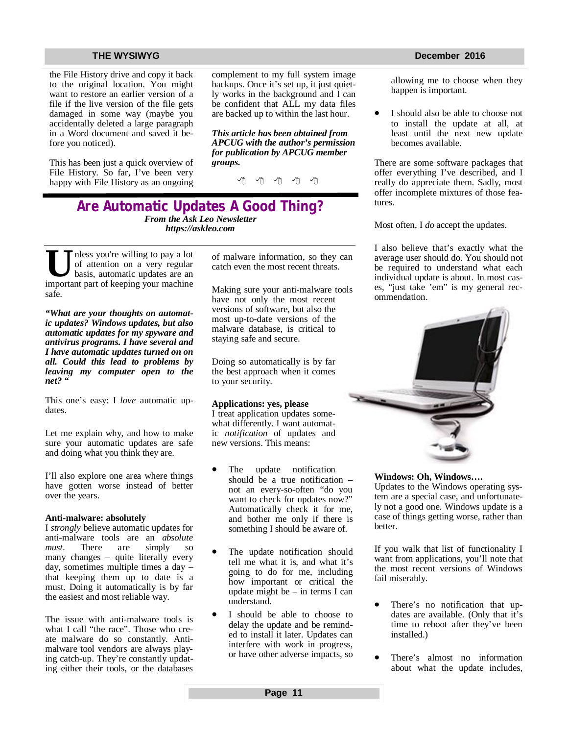the File History drive and copy it back to the original location. You might want to restore an earlier version of a file if the live version of the file gets damaged in some way (maybe you accidentally deleted a large paragraph in a Word document and saved it before you noticed).

This has been just a quick overview of File History. So far, I've been very happy with File History as an ongoing complement to my full system image backups. Once it's set up, it just quietly works in the background and I can be confident that ALL my data files are backed up to within the last hour.

***This article has been obtained from APCUG with the author's permission for publication by APCUG member groups.***

# Are Automatic Updates A Good Thing?

***From the Ask Leo Newsletter***
***https://askleo.com***

Unless you're willing to pay a lot of attention on a very regular basis, automatic updates are an important part of keeping your machine safe.

***"What are your thoughts on automatic updates? Windows updates, but also automatic updates for my spyware and antivirus programs. I have several and I have automatic updates turned on on all. Could this lead to problems by leaving my computer open to the net? "***

This one's easy: I *love* automatic updates.

Let me explain why, and how to make sure your automatic updates are safe and doing what you think they are.

I'll also explore one area where things have gotten worse instead of better over the years.

**Anti-malware: absolutely**

I *strongly* believe automatic updates for anti-malware tools are an *absolute must*. There are simply so many changes – quite literally every day, sometimes multiple times a day – that keeping them up to date is a must. Doing it automatically is by far the easiest and most reliable way.

The issue with anti-malware tools is what I call "the race". Those who create malware do so constantly. Anti-malware tool vendors are always playing catch-up. They're constantly updating either their tools, or the databases of malware information, so they can catch even the most recent threats.

Making sure your anti-malware tools have not only the most recent versions of software, but also the most up-to-date versions of the malware database, is critical to staying safe and secure.

Doing so automatically is by far the best approach when it comes to your security.

**Applications: yes, please**

I treat application updates somewhat differently. I want automatic *notification* of updates and new versions. This means:

- The update notification should be a true notification – not an every-so-often "do you want to check for updates now?" Automatically check it for me, and bother me only if there is something I should be aware of.
- The update notification should tell me what it is, and what it's going to do for me, including how important or critical the update might be – in terms I can understand.
- I should be able to choose to delay the update and be reminded to install it later. Updates can interfere with work in progress, or have other adverse impacts, so allowing me to choose when they happen is important.
- I should also be able to choose not to install the update at all, at least until the next new update becomes available.

There are some software packages that offer everything I've described, and I really do appreciate them. Sadly, most offer incomplete mixtures of those features.

Most often, I *do* accept the updates.

I also believe that's exactly what the average user should do. You should not be required to understand what each individual update is about. In most cases, "just take 'em" is my general recommendation.

**Windows: Oh, Windows….**

Updates to the Windows operating system are a special case, and unfortunately not a good one. Windows update is a case of things getting worse, rather than better.

If you walk that list of functionality I want from applications, you'll note that the most recent versions of Windows fail miserably.

- There's no notification that updates are available. (Only that it's time to reboot after they've been installed.)
- There's almost no information about what the update includes,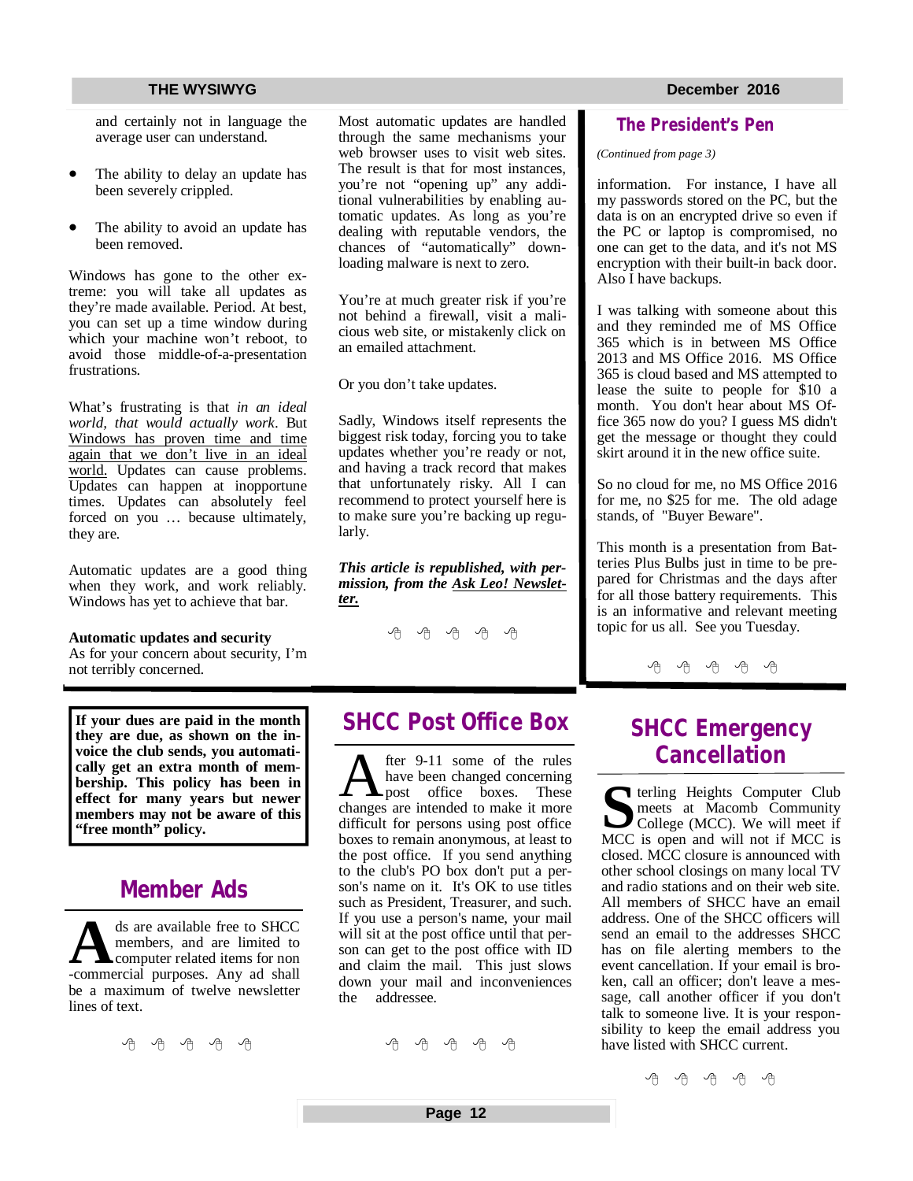and certainly not in language the average user can understand.

- The ability to delay an update has been severely crippled.
- The ability to avoid an update has been removed.

Windows has gone to the other extreme: you will take all updates as they're made available. Period. At best, you can set up a time window during which your machine won't reboot, to avoid those middle-of-a-presentation frustrations.

What's frustrating is that *in an ideal world, that would actually work*. But Windows has proven time and time again that we don't live in an ideal world. Updates can cause problems. Updates can happen at inopportune times. Updates can absolutely feel forced on you … because ultimately, they are.

Automatic updates are a good thing when they work, and work reliably. Windows has yet to achieve that bar.

**Automatic updates and security**

As for your concern about security, I'm not terribly concerned.

Most automatic updates are handled through the same mechanisms your web browser uses to visit web sites. The result is that for most instances, you're not "opening up" any additional vulnerabilities by enabling automatic updates. As long as you're dealing with reputable vendors, the chances of "automatically" downloading malware is next to zero.

You're at much greater risk if you're not behind a firewall, visit a malicious web site, or mistakenly click on an emailed attachment.

Or you don't take updates.

Sadly, Windows itself represents the biggest risk today, forcing you to take updates whether you're ready or not, and having a track record that makes that unfortunately risky. All I can recommend to protect yourself here is to make sure you're backing up regularly.

***This article is republished, with permission, from the Ask Leo! Newsletter.***

## The President's Pen

*(Continued from page 3)*

information. For instance, I have all my passwords stored on the PC, but the data is on an encrypted drive so even if the PC or laptop is compromised, no one can get to the data, and it's not MS encryption with their built-in back door. Also I have backups.

I was talking with someone about this and they reminded me of MS Office 365 which is in between MS Office 2013 and MS Office 2016. MS Office 365 is cloud based and MS attempted to lease the suite to people for $10 a month. You don't hear about MS Office 365 now do you? I guess MS didn't get the message or thought they could skirt around it in the new office suite.

So no cloud for me, no MS Office 2016 for me, no $25 for me. The old adage stands, of "Buyer Beware".

This month is a presentation from Batteries Plus Bulbs just in time to be prepared for Christmas and the days after for all those battery requirements. This is an informative and relevant meeting topic for us all. See you Tuesday.

**If your dues are paid in the month they are due, as shown on the invoice the club sends, you automatically get an extra month of membership. This policy has been in effect for many years but newer members may not be aware of this "free month" policy.**

## Member Ads

Ads are available free to SHCC members, and are limited to computer related items for non-commercial purposes. Any ad shall be a maximum of twelve newsletter lines of text.

## SHCC Post Office Box

After 9-11 some of the rules have been changed concerning post office boxes. These changes are intended to make it more difficult for persons using post office boxes to remain anonymous, at least to the post office. If you send anything to the club's PO box don't put a person's name on it. It's OK to use titles such as President, Treasurer, and such. If you use a person's name, your mail will sit at the post office until that person can get to the post office with ID and claim the mail. This just slows down your mail and inconveniences the addressee.

## SHCC Emergency Cancellation

Sterling Heights Computer Club meets at Macomb Community College (MCC). We will meet if MCC is open and will not if MCC is closed. MCC closure is announced with other school closings on many local TV and radio stations and on their web site. All members of SHCC have an email address. One of the SHCC officers will send an email to the addresses SHCC has on file alerting members to the event cancellation. If your email is broken, call an officer; don't leave a message, call another officer if you don't talk to someone live. It is your responsibility to keep the email address you have listed with SHCC current.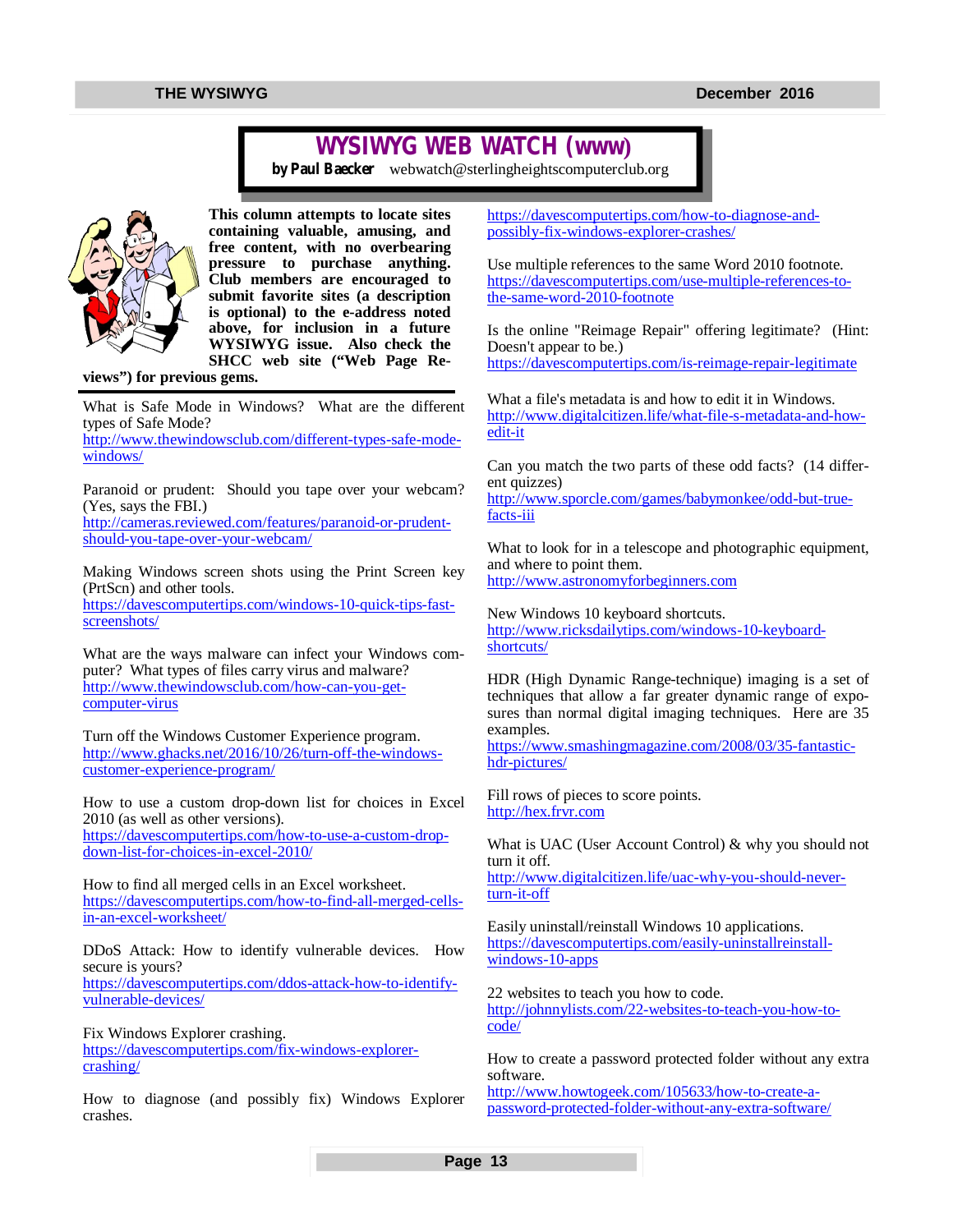# WYSIWYG WEB WATCH (www)

**by Paul Baecker** webwatch@sterlingheightscomputerclub.org

**This column attempts to locate sites containing valuable, amusing, and free content, with no overbearing pressure to purchase anything. Club members are encouraged to submit favorite sites (a description is optional) to the e-address noted above, for inclusion in a future WYSIWYG issue. Also check the SHCC web site ("Web Page Reviews") for previous gems.**

What is Safe Mode in Windows? What are the different types of Safe Mode?
http://www.thewindowsclub.com/different-types-safe-mode-windows/

Paranoid or prudent: Should you tape over your webcam? (Yes, says the FBI.)
http://cameras.reviewed.com/features/paranoid-or-prudent-should-you-tape-over-your-webcam/

Making Windows screen shots using the Print Screen key (PrtScn) and other tools.
https://davescomputertips.com/windows-10-quick-tips-fast-screenshots/

What are the ways malware can infect your Windows computer? What types of files carry virus and malware?
http://www.thewindowsclub.com/how-can-you-get-computer-virus

Turn off the Windows Customer Experience program.
http://www.ghacks.net/2016/10/26/turn-off-the-windows-customer-experience-program/

How to use a custom drop-down list for choices in Excel 2010 (as well as other versions).
https://davescomputertips.com/how-to-use-a-custom-drop-down-list-for-choices-in-excel-2010/

How to find all merged cells in an Excel worksheet.
https://davescomputertips.com/how-to-find-all-merged-cells-in-an-excel-worksheet/

DDoS Attack: How to identify vulnerable devices. How secure is yours?
https://davescomputertips.com/ddos-attack-how-to-identify-vulnerable-devices/

Fix Windows Explorer crashing.
https://davescomputertips.com/fix-windows-explorer-crashing/

How to diagnose (and possibly fix) Windows Explorer crashes.
https://davescomputertips.com/how-to-diagnose-and-possibly-fix-windows-explorer-crashes/

Use multiple references to the same Word 2010 footnote.
https://davescomputertips.com/use-multiple-references-to-the-same-word-2010-footnote

Is the online "Reimage Repair" offering legitimate? (Hint: Doesn't appear to be.)
https://davescomputertips.com/is-reimage-repair-legitimate

What a file's metadata is and how to edit it in Windows.
http://www.digitalcitizen.life/what-file-s-metadata-and-how-edit-it

Can you match the two parts of these odd facts? (14 different quizzes)
http://www.sporcle.com/games/babymonkee/odd-but-true-facts-iii

What to look for in a telescope and photographic equipment, and where to point them.
http://www.astronomyforbeginners.com

New Windows 10 keyboard shortcuts.
http://www.ricksdailytips.com/windows-10-keyboard-shortcuts/

HDR (High Dynamic Range-technique) imaging is a set of techniques that allow a far greater dynamic range of exposures than normal digital imaging techniques. Here are 35 examples.
https://www.smashingmagazine.com/2008/03/35-fantastic-hdr-pictures/

Fill rows of pieces to score points.
http://hex.frvr.com

What is UAC (User Account Control) & why you should not turn it off.
http://www.digitalcitizen.life/uac-why-you-should-never-turn-it-off

Easily uninstall/reinstall Windows 10 applications.
https://davescomputertips.com/easily-uninstallreinstall-windows-10-apps

22 websites to teach you how to code.
http://johnnylists.com/22-websites-to-teach-you-how-to-code/

How to create a password protected folder without any extra software.
http://www.howtogeek.com/105633/how-to-create-a-password-protected-folder-without-any-extra-software/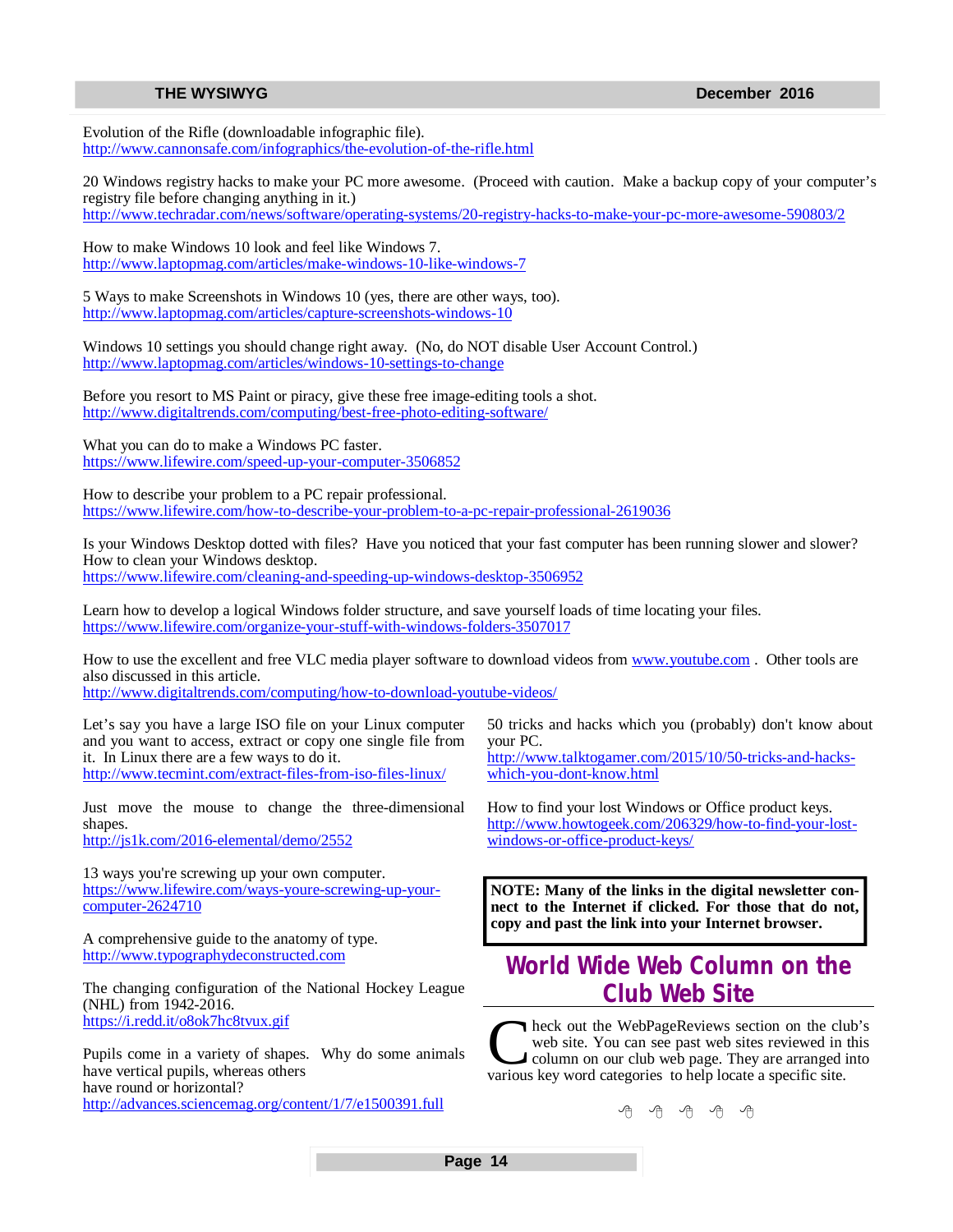Evolution of the Rifle (downloadable infographic file).
http://www.cannonsafe.com/infographics/the-evolution-of-the-rifle.html

20 Windows registry hacks to make your PC more awesome. (Proceed with caution. Make a backup copy of your computer's registry file before changing anything in it.)
http://www.techradar.com/news/software/operating-systems/20-registry-hacks-to-make-your-pc-more-awesome-590803/2

How to make Windows 10 look and feel like Windows 7.
http://www.laptopmag.com/articles/make-windows-10-like-windows-7

5 Ways to make Screenshots in Windows 10 (yes, there are other ways, too).
http://www.laptopmag.com/articles/capture-screenshots-windows-10

Windows 10 settings you should change right away. (No, do NOT disable User Account Control.)
http://www.laptopmag.com/articles/windows-10-settings-to-change

Before you resort to MS Paint or piracy, give these free image-editing tools a shot.
http://www.digitaltrends.com/computing/best-free-photo-editing-software/

What you can do to make a Windows PC faster.
https://www.lifewire.com/speed-up-your-computer-3506852

How to describe your problem to a PC repair professional.
https://www.lifewire.com/how-to-describe-your-problem-to-a-pc-repair-professional-2619036

Is your Windows Desktop dotted with files? Have you noticed that your fast computer has been running slower and slower? How to clean your Windows desktop.
https://www.lifewire.com/cleaning-and-speeding-up-windows-desktop-3506952

Learn how to develop a logical Windows folder structure, and save yourself loads of time locating your files.
https://www.lifewire.com/organize-your-stuff-with-windows-folders-3507017

How to use the excellent and free VLC media player software to download videos from www.youtube.com . Other tools are also discussed in this article.
http://www.digitaltrends.com/computing/how-to-download-youtube-videos/

Let's say you have a large ISO file on your Linux computer and you want to access, extract or copy one single file from it. In Linux there are a few ways to do it.
http://www.tecmint.com/extract-files-from-iso-files-linux/

Just move the mouse to change the three-dimensional shapes.
http://js1k.com/2016-elemental/demo/2552

13 ways you're screwing up your own computer.
https://www.lifewire.com/ways-youre-screwing-up-your-computer-2624710

A comprehensive guide to the anatomy of type.
http://www.typographydeconstructed.com

The changing configuration of the National Hockey League (NHL) from 1942-2016.
https://i.redd.it/o8ok7hc8tvux.gif

Pupils come in a variety of shapes. Why do some animals have vertical pupils, whereas others have round or horizontal?
http://advances.sciencemag.org/content/1/7/e1500391.full

50 tricks and hacks which you (probably) don't know about your PC.
http://www.talktogamer.com/2015/10/50-tricks-and-hacks-which-you-dont-know.html

How to find your lost Windows or Office product keys.
http://www.howtogeek.com/206329/how-to-find-your-lost-windows-or-office-product-keys/

**NOTE: Many of the links in the digital newsletter connect to the Internet if clicked. For those that do not, copy and past the link into your Internet browser.**

## World Wide Web Column on the Club Web Site

Check out the WebPageReviews section on the club's web site. You can see past web sites reviewed in this column on our club web page. They are arranged into various key word categories to help locate a specific site.